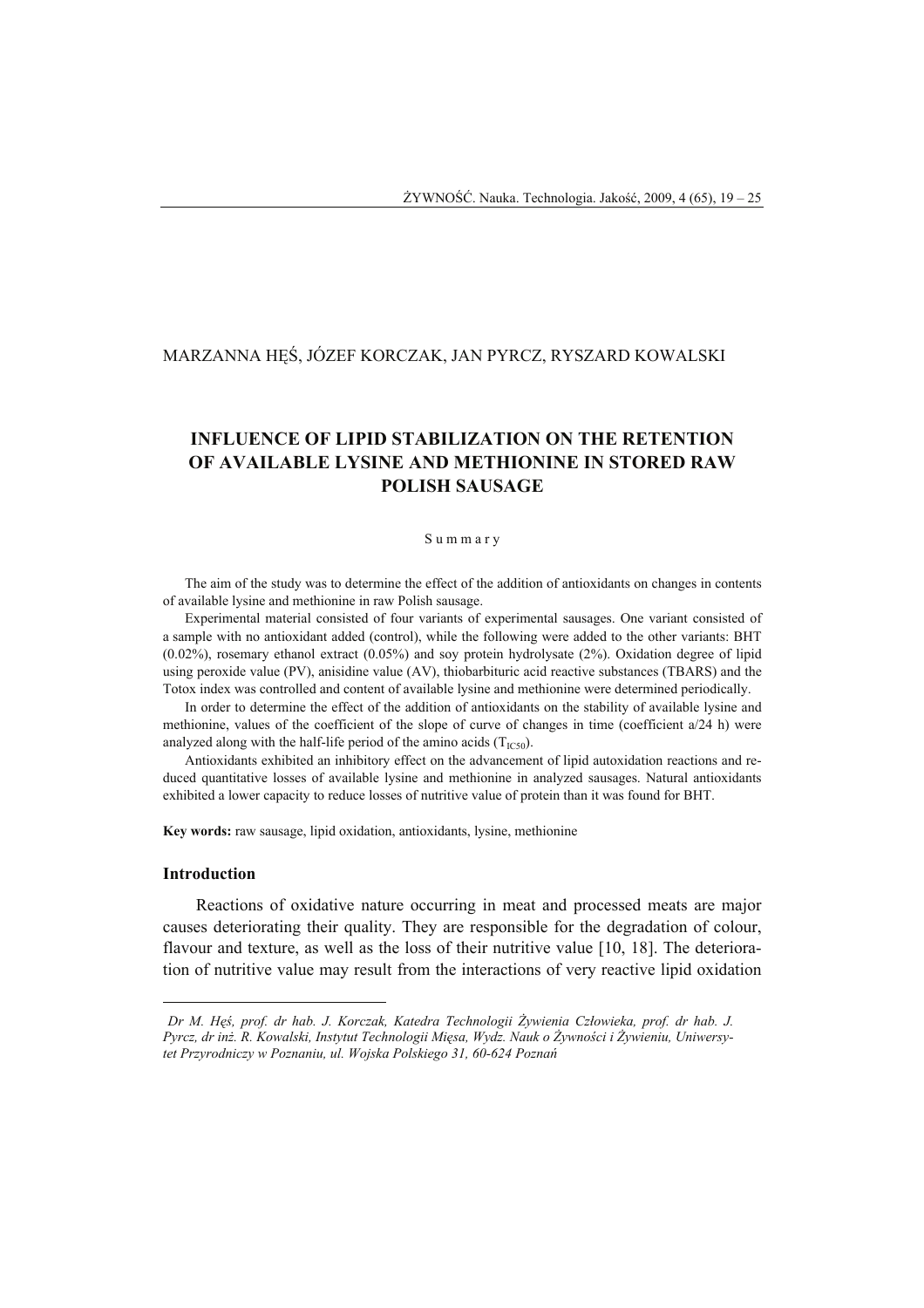MARZANNA HĘŚ, JÓZEF KORCZAK, JAN PYRCZ, RYSZARD KOWALSKI

# INFLUENCE OF LIPID STABILIZATION ON THE RETENTION OF AVAILABLE LYSINE AND METHIONINE IN STORED RAW POLISH SAUSAGE

S u m m a r y

The aim of the study was to determine the effect of the addition of antioxidants on changes in contents of available lysine and methionine in raw Polish sausage.

Experimental material consisted of four variants of experimental sausages. One variant consisted of a sample with no antioxidant added (control), while the following were added to the other variants: BHT (0.02%), rosemary ethanol extract (0.05%) and soy protein hydrolysate (2%). Oxidation degree of lipid using peroxide value (PV), anisidine value (AV), thiobarbituric acid reactive substances (TBARS) and the Totox index was controlled and content of available lysine and methionine were determined periodically.

In order to determine the effect of the addition of antioxidants on the stability of available lysine and methionine, values of the coefficient of the slope of curve of changes in time (coefficient a/24 h) were analyzed along with the half-life period of the amino acids ($T_{IC50}$).

Antioxidants exhibited an inhibitory effect on the advancement of lipid autoxidation reactions and reduced quantitative losses of available lysine and methionine in analyzed sausages. Natural antioxidants exhibited a lower capacity to reduce losses of nutritive value of protein than it was found for BHT.

**Key words:** raw sausage, lipid oxidation, antioxidants, lysine, methionine

## Introduction

Reactions of oxidative nature occurring in meat and processed meats are major causes deteriorating their quality. They are responsible for the degradation of colour, flavour and texture, as well as the loss of their nutritive value [10, 18]. The deterioration of nutritive value may result from the interactions of very reactive lipid oxidation

---

*Dr M. Hęś, prof. dr hab. J. Korczak, Katedra Technologii Żywienia Człowieka, prof. dr hab. J. Pyrcz, dr inż. R. Kowalski, Instytut Technologii Mięsa, Wydz. Nauk o Żywności i Żywieniu, Uniwersytet Przyrodniczy w Poznaniu, ul. Wojska Polskiego 31, 60-624 Poznań*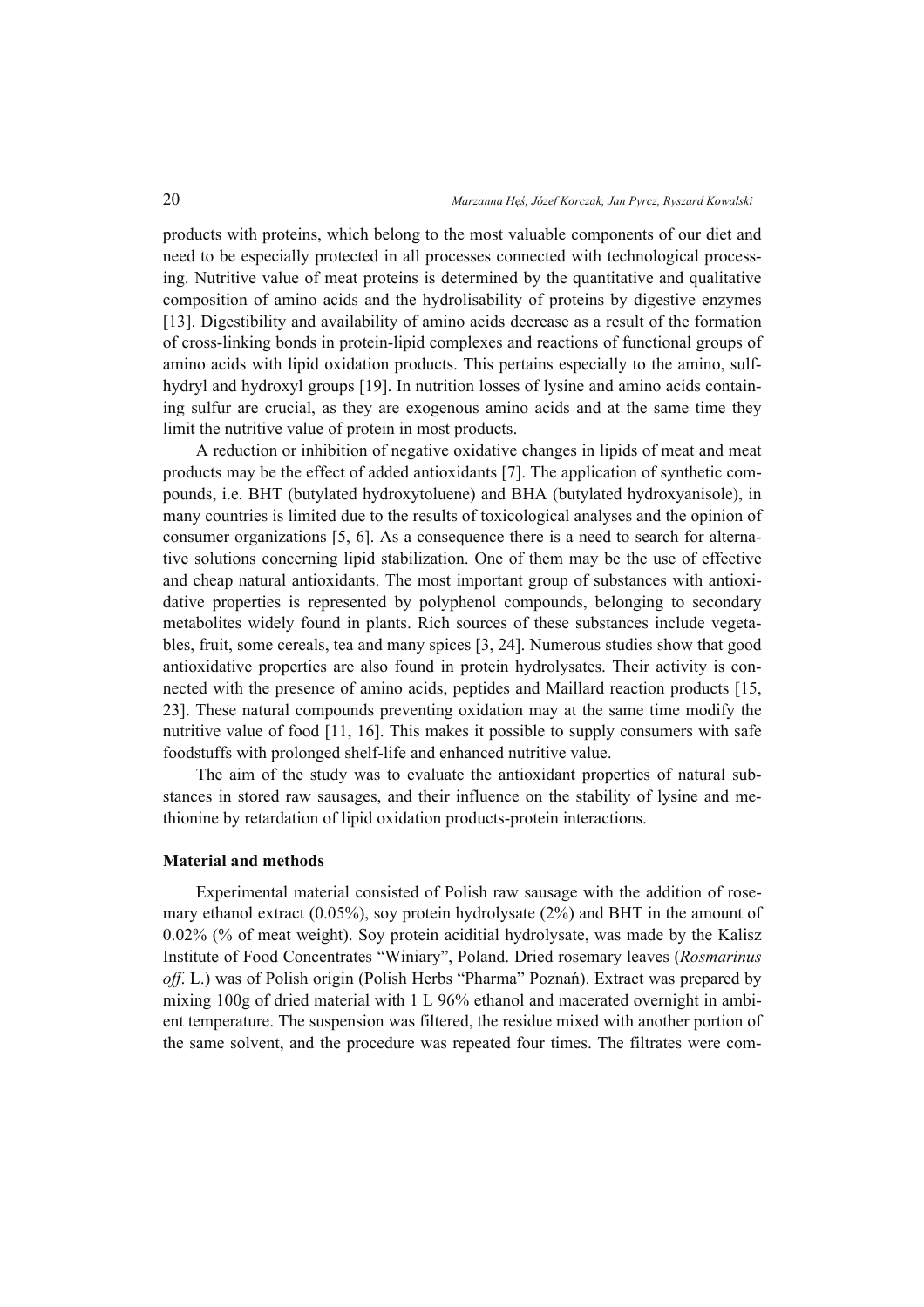products with proteins, which belong to the most valuable components of our diet and need to be especially protected in all processes connected with technological processing. Nutritive value of meat proteins is determined by the quantitative and qualitative composition of amino acids and the hydrolisability of proteins by digestive enzymes [13]. Digestibility and availability of amino acids decrease as a result of the formation of cross-linking bonds in protein-lipid complexes and reactions of functional groups of amino acids with lipid oxidation products. This pertains especially to the amino, sulfhydryl and hydroxyl groups [19]. In nutrition losses of lysine and amino acids containing sulfur are crucial, as they are exogenous amino acids and at the same time they limit the nutritive value of protein in most products.

A reduction or inhibition of negative oxidative changes in lipids of meat and meat products may be the effect of added antioxidants [7]. The application of synthetic compounds, i.e. BHT (butylated hydroxytoluene) and BHA (butylated hydroxyanisole), in many countries is limited due to the results of toxicological analyses and the opinion of consumer organizations [5, 6]. As a consequence there is a need to search for alternative solutions concerning lipid stabilization. One of them may be the use of effective and cheap natural antioxidants. The most important group of substances with antioxidative properties is represented by polyphenol compounds, belonging to secondary metabolites widely found in plants. Rich sources of these substances include vegetables, fruit, some cereals, tea and many spices [3, 24]. Numerous studies show that good antioxidative properties are also found in protein hydrolysates. Their activity is connected with the presence of amino acids, peptides and Maillard reaction products [15, 23]. These natural compounds preventing oxidation may at the same time modify the nutritive value of food [11, 16]. This makes it possible to supply consumers with safe foodstuffs with prolonged shelf-life and enhanced nutritive value.

The aim of the study was to evaluate the antioxidant properties of natural substances in stored raw sausages, and their influence on the stability of lysine and methionine by retardation of lipid oxidation products-protein interactions.

## Material and methods

Experimental material consisted of Polish raw sausage with the addition of rosemary ethanol extract (0.05%), soy protein hydrolysate (2%) and BHT in the amount of 0.02% (% of meat weight). Soy protein aciditial hydrolysate, was made by the Kalisz Institute of Food Concentrates "Winiary", Poland. Dried rosemary leaves (*Rosmarinus off*. L.) was of Polish origin (Polish Herbs "Pharma" Poznań). Extract was prepared by mixing 100g of dried material with 1 L 96% ethanol and macerated overnight in ambient temperature. The suspension was filtered, the residue mixed with another portion of the same solvent, and the procedure was repeated four times. The filtrates were com-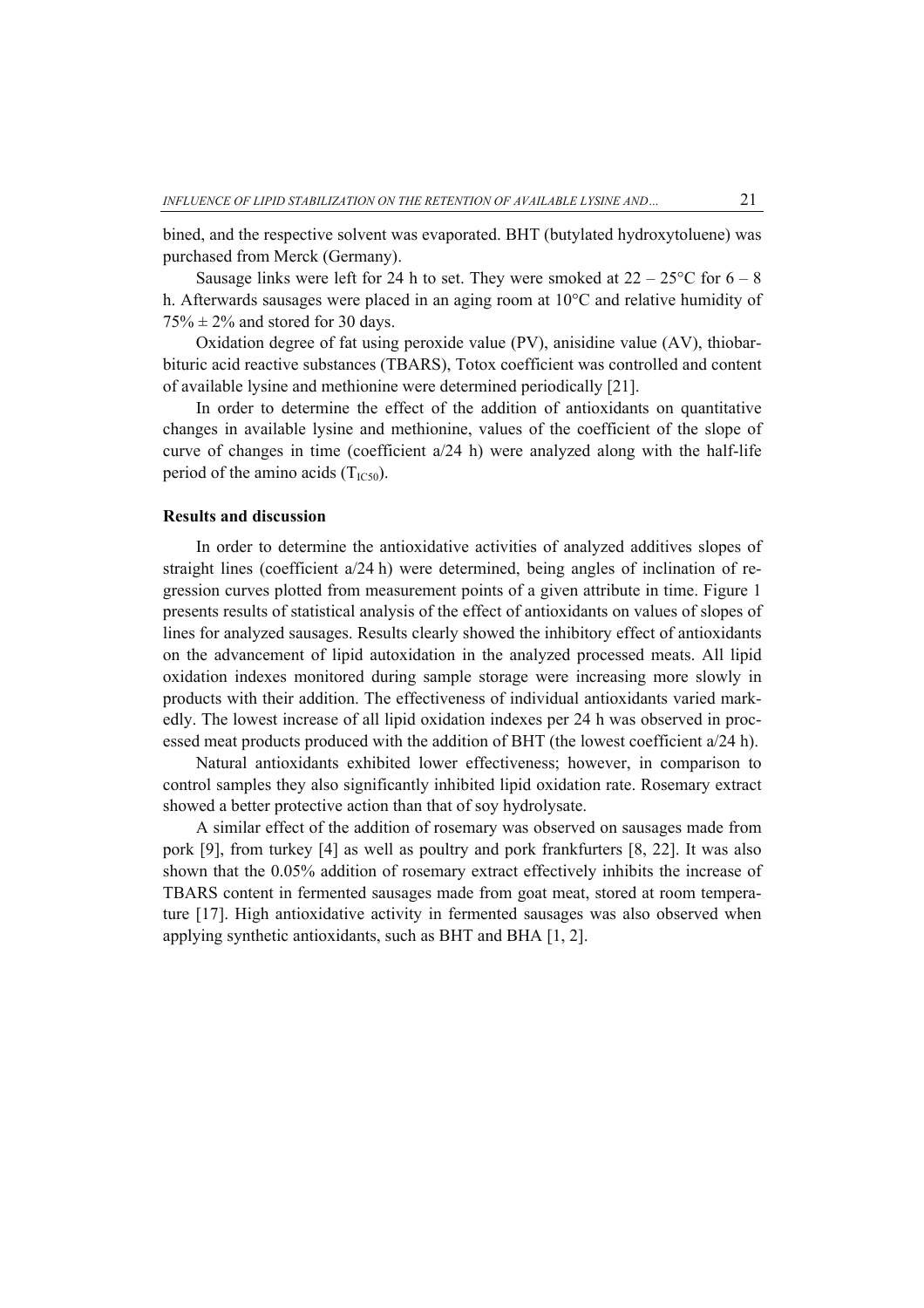bined, and the respective solvent was evaporated. BHT (butylated hydroxytoluene) was purchased from Merck (Germany).

Sausage links were left for 24 h to set. They were smoked at 22 – 25°C for 6 – 8 h. Afterwards sausages were placed in an aging room at 10°C and relative humidity of 75% ± 2% and stored for 30 days.

Oxidation degree of fat using peroxide value (PV), anisidine value (AV), thiobarbituric acid reactive substances (TBARS), Totox coefficient was controlled and content of available lysine and methionine were determined periodically [21].

In order to determine the effect of the addition of antioxidants on quantitative changes in available lysine and methionine, values of the coefficient of the slope of curve of changes in time (coefficient a/24 h) were analyzed along with the half-life period of the amino acids ($T_{IC50}$).

## Results and discussion

In order to determine the antioxidative activities of analyzed additives slopes of straight lines (coefficient a/24 h) were determined, being angles of inclination of regression curves plotted from measurement points of a given attribute in time. Figure 1 presents results of statistical analysis of the effect of antioxidants on values of slopes of lines for analyzed sausages. Results clearly showed the inhibitory effect of antioxidants on the advancement of lipid autoxidation in the analyzed processed meats. All lipid oxidation indexes monitored during sample storage were increasing more slowly in products with their addition. The effectiveness of individual antioxidants varied markedly. The lowest increase of all lipid oxidation indexes per 24 h was observed in processed meat products produced with the addition of BHT (the lowest coefficient a/24 h).

Natural antioxidants exhibited lower effectiveness; however, in comparison to control samples they also significantly inhibited lipid oxidation rate. Rosemary extract showed a better protective action than that of soy hydrolysate.

A similar effect of the addition of rosemary was observed on sausages made from pork [9], from turkey [4] as well as poultry and pork frankfurters [8, 22]. It was also shown that the 0.05% addition of rosemary extract effectively inhibits the increase of TBARS content in fermented sausages made from goat meat, stored at room temperature [17]. High antioxidative activity in fermented sausages was also observed when applying synthetic antioxidants, such as BHT and BHA [1, 2].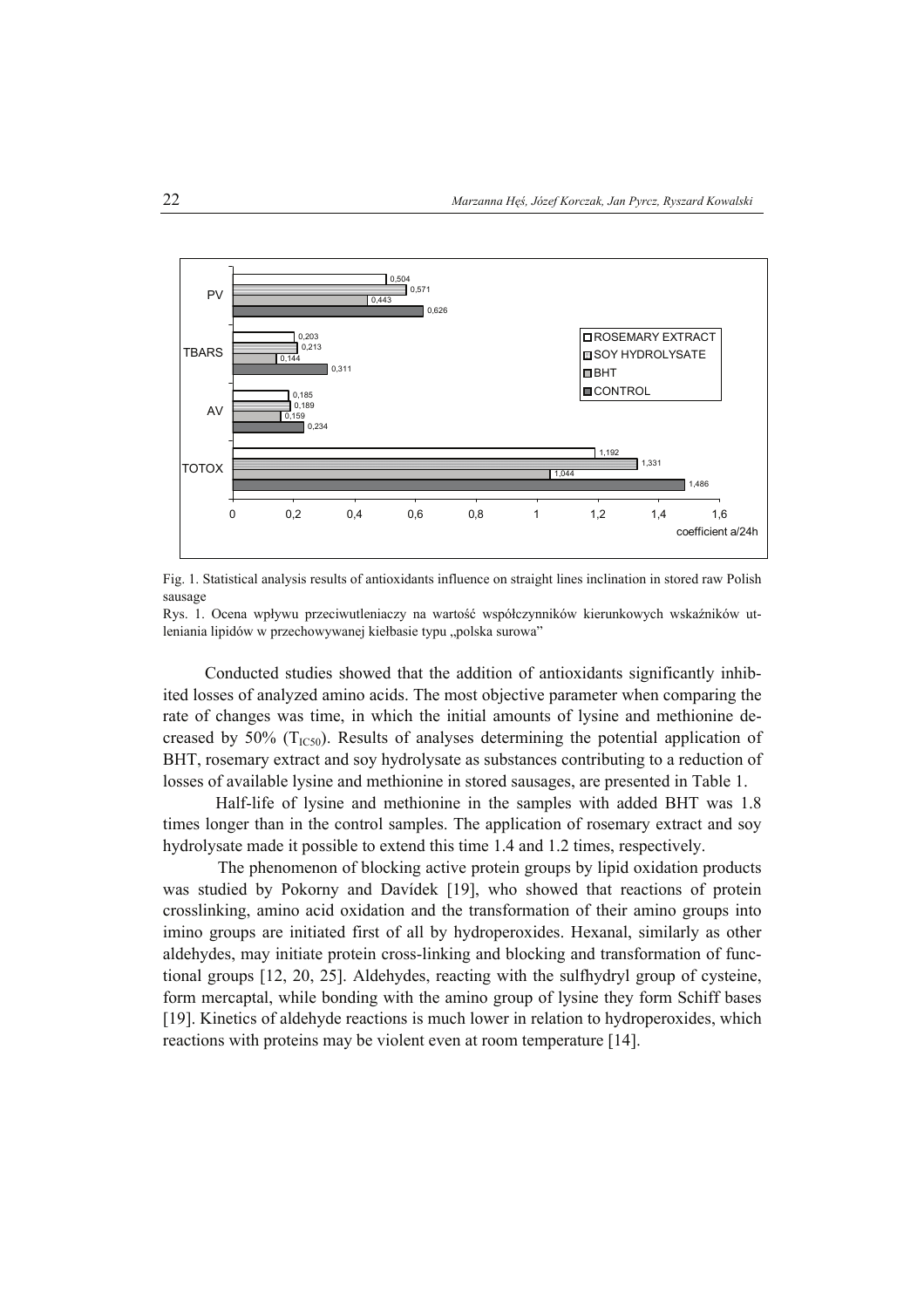Fig. 1. Statistical analysis results of antioxidants influence on straight lines inclination in stored raw Polish sausage

Rys. 1. Ocena wpływu przeciwutleniaczy na wartość współczynników kierunkowych wskaźników utleniania lipidów w przechowywanej kiełbasie typu „polska surowa"

Conducted studies showed that the addition of antioxidants significantly inhibited losses of analyzed amino acids. The most objective parameter when comparing the rate of changes was time, in which the initial amounts of lysine and methionine decreased by 50% ($T_{IC50}$). Results of analyses determining the potential application of BHT, rosemary extract and soy hydrolysate as substances contributing to a reduction of losses of available lysine and methionine in stored sausages, are presented in Table 1.

Half-life of lysine and methionine in the samples with added BHT was 1.8 times longer than in the control samples. The application of rosemary extract and soy hydrolysate made it possible to extend this time 1.4 and 1.2 times, respectively.

The phenomenon of blocking active protein groups by lipid oxidation products was studied by Pokorny and Davídek [19], who showed that reactions of protein crosslinking, amino acid oxidation and the transformation of their amino groups into imino groups are initiated first of all by hydroperoxides. Hexanal, similarly as other aldehydes, may initiate protein cross-linking and blocking and transformation of functional groups [12, 20, 25]. Aldehydes, reacting with the sulfhydryl group of cysteine, form mercaptal, while bonding with the amino group of lysine they form Schiff bases [19]. Kinetics of aldehyde reactions is much lower in relation to hydroperoxides, which reactions with proteins may be violent even at room temperature [14].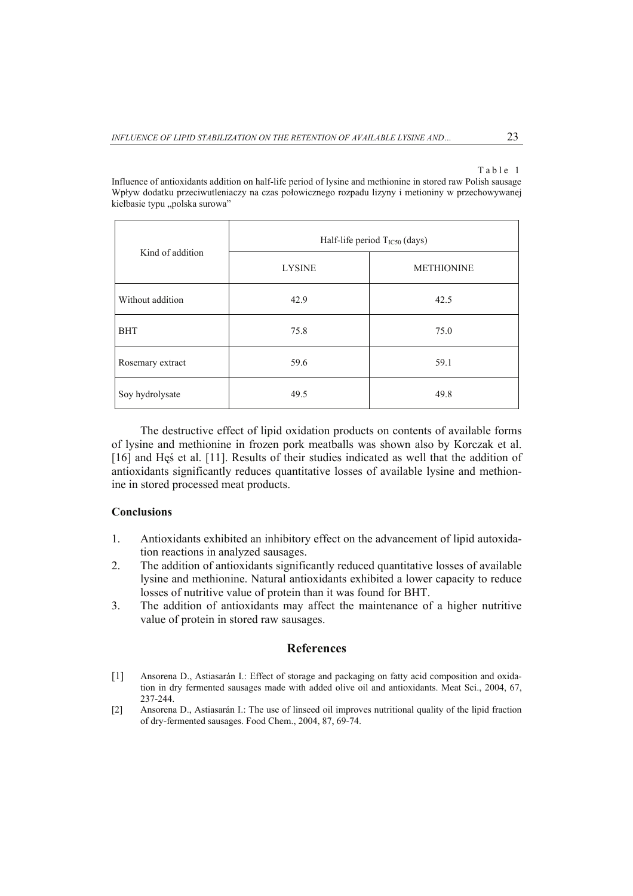Table 1

Influence of antioxidants addition on half-life period of lysine and methionine in stored raw Polish sausage
Wpływ dodatku przeciwutleniaczy na czas połowicznego rozpadu lizyny i metioniny w przechowywanej kiełbasie typu „polska surowa"

| Kind of addition | Half-life period $T_{IC50}$ (days) | |
|---|---|---|
| | LYSINE | METHIONINE |
| Without addition | 42.9 | 42.5 |
| BHT | 75.8 | 75.0 |
| Rosemary extract | 59.6 | 59.1 |
| Soy hydrolysate | 49.5 | 49.8 |

The destructive effect of lipid oxidation products on contents of available forms of lysine and methionine in frozen pork meatballs was shown also by Korczak et al. [16] and Hęś et al. [11]. Results of their studies indicated as well that the addition of antioxidants significantly reduces quantitative losses of available lysine and methionine in stored processed meat products.

## Conclusions

1. Antioxidants exhibited an inhibitory effect on the advancement of lipid autoxidation reactions in analyzed sausages.
2. The addition of antioxidants significantly reduced quantitative losses of available lysine and methionine. Natural antioxidants exhibited a lower capacity to reduce losses of nutritive value of protein than it was found for BHT.
3. The addition of antioxidants may affect the maintenance of a higher nutritive value of protein in stored raw sausages.

## References

[1] Ansorena D., Astiasarán I.: Effect of storage and packaging on fatty acid composition and oxidation in dry fermented sausages made with added olive oil and antioxidants. Meat Sci., 2004, 67, 237-244.

[2] Ansorena D., Astiasarán I.: The use of linseed oil improves nutritional quality of the lipid fraction of dry-fermented sausages. Food Chem., 2004, 87, 69-74.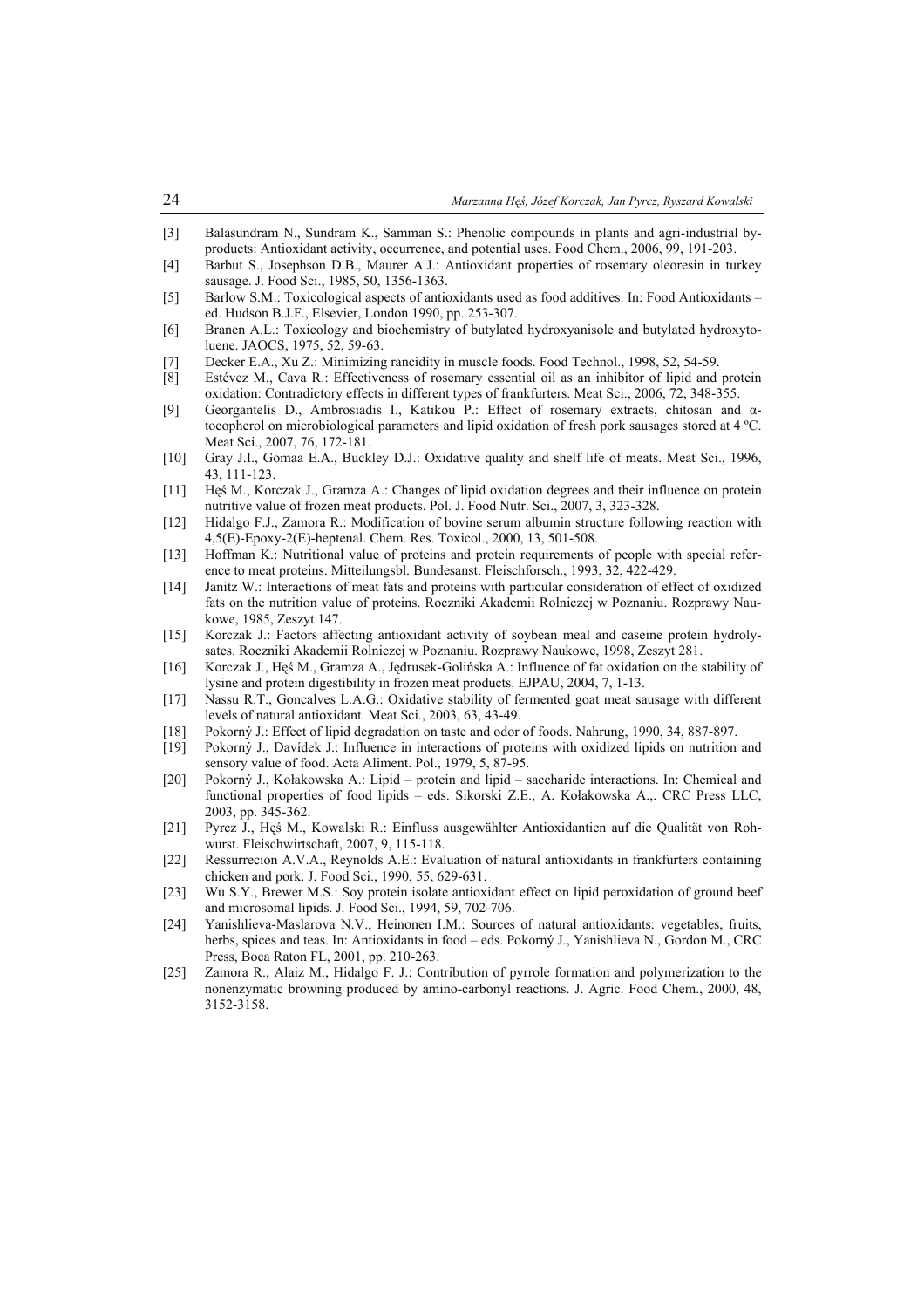[3] Balasundram N., Sundram K., Samman S.: Phenolic compounds in plants and agri-industrial by-products: Antioxidant activity, occurrence, and potential uses. Food Chem., 2006, 99, 191-203.

[4] Barbut S., Josephson D.B., Maurer A.J.: Antioxidant properties of rosemary oleoresin in turkey sausage. J. Food Sci., 1985, 50, 1356-1363.

[5] Barlow S.M.: Toxicological aspects of antioxidants used as food additives. In: Food Antioxidants – ed. Hudson B.J.F., Elsevier, London 1990, pp. 253-307.

[6] Branen A.L.: Toxicology and biochemistry of butylated hydroxyanisole and butylated hydroxytoluene. JAOCS, 1975, 52, 59-63.

[7] Decker E.A., Xu Z.: Minimizing rancidity in muscle foods. Food Technol., 1998, 52, 54-59.

[8] Estévez M., Cava R.: Effectiveness of rosemary essential oil as an inhibitor of lipid and protein oxidation: Contradictory effects in different types of frankfurters. Meat Sci., 2006, 72, 348-355.

[9] Georgantelis D., Ambrosiadis I., Katikou P.: Effect of rosemary extracts, chitosan and α-tocopherol on microbiological parameters and lipid oxidation of fresh pork sausages stored at 4 ºC. Meat Sci., 2007, 76, 172-181.

[10] Gray J.I., Gomaa E.A., Buckley D.J.: Oxidative quality and shelf life of meats. Meat Sci., 1996, 43, 111-123.

[11] Hęś M., Korczak J., Gramza A.: Changes of lipid oxidation degrees and their influence on protein nutritive value of frozen meat products. Pol. J. Food Nutr. Sci., 2007, 3, 323-328.

[12] Hidalgo F.J., Zamora R.: Modification of bovine serum albumin structure following reaction with 4,5(E)-Epoxy-2(E)-heptenal. Chem. Res. Toxicol., 2000, 13, 501-508.

[13] Hoffman K.: Nutritional value of proteins and protein requirements of people with special reference to meat proteins. Mitteilungsbl. Bundesanst. Fleischforsch., 1993, 32, 422-429.

[14] Janitz W.: Interactions of meat fats and proteins with particular consideration of effect of oxidized fats on the nutrition value of proteins. Roczniki Akademii Rolniczej w Poznaniu. Rozprawy Naukowe, 1985, Zeszyt 147.

[15] Korczak J.: Factors affecting antioxidant activity of soybean meal and caseine protein hydrolysates. Roczniki Akademii Rolniczej w Poznaniu. Rozprawy Naukowe, 1998, Zeszyt 281.

[16] Korczak J., Hęś M., Gramza A., Jędrusek-Golińska A.: Influence of fat oxidation on the stability of lysine and protein digestibility in frozen meat products. EJPAU, 2004, 7, 1-13.

[17] Nassu R.T., Goncalves L.A.G.: Oxidative stability of fermented goat meat sausage with different levels of natural antioxidant. Meat Sci., 2003, 63, 43-49.

[18] Pokorný J.: Effect of lipid degradation on taste and odor of foods. Nahrung, 1990, 34, 887-897.

[19] Pokorný J., Davídek J.: Influence in interactions of proteins with oxidized lipids on nutrition and sensory value of food. Acta Aliment. Pol., 1979, 5, 87-95.

[20] Pokorný J., Kołakowska A.: Lipid – protein and lipid – saccharide interactions. In: Chemical and functional properties of food lipids – eds. Sikorski Z.E., A. Kołakowska A.,. CRC Press LLC, 2003, pp. 345-362.

[21] Pyrcz J., Hęś M., Kowalski R.: Einfluss ausgewählter Antioxidantien auf die Qualität von Rohwurst. Fleischwirtschaft, 2007, 9, 115-118.

[22] Ressurrecion A.V.A., Reynolds A.E.: Evaluation of natural antioxidants in frankfurters containing chicken and pork. J. Food Sci., 1990, 55, 629-631.

[23] Wu S.Y., Brewer M.S.: Soy protein isolate antioxidant effect on lipid peroxidation of ground beef and microsomal lipids. J. Food Sci., 1994, 59, 702-706.

[24] Yanishlieva-Maslarova N.V., Heinonen I.M.: Sources of natural antioxidants: vegetables, fruits, herbs, spices and teas. In: Antioxidants in food – eds. Pokorný J., Yanishlieva N., Gordon M., CRC Press, Boca Raton FL, 2001, pp. 210-263.

[25] Zamora R., Alaiz M., Hidalgo F. J.: Contribution of pyrrole formation and polymerization to the nonenzymatic browning produced by amino-carbonyl reactions. J. Agric. Food Chem., 2000, 48, 3152-3158.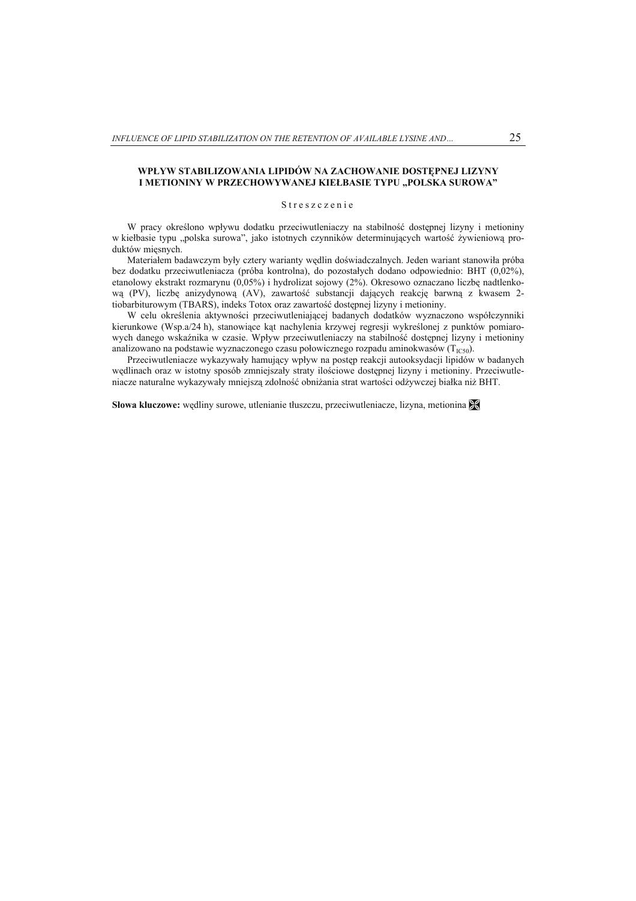## WPŁYW STABILIZOWANIA LIPIDÓW NA ZACHOWANIE DOSTĘPNEJ LIZYNY I METIONINY W PRZECHOWYWANEJ KIEŁBASIE TYPU „POLSKA SUROWA"

### Streszczenie

W pracy określono wpływu dodatku przeciwutleniaczy na stabilność dostępnej lizyny i metioniny w kiełbasie typu „polska surowa", jako istotnych czynników determinujących wartość żywieniową produktów mięsnych.

Materiałem badawczym były cztery warianty wędlin doświadczalnych. Jeden wariant stanowiła próba bez dodatku przeciwutleniacza (próba kontrolna), do pozostałych dodano odpowiednio: BHT (0,02%), etanolowy ekstrakt rozmarynu (0,05%) i hydrolizat sojowy (2%). Okresowo oznaczano liczbę nadtlenkową (PV), liczbę anizydynową (AV), zawartość substancji dających reakcję barwną z kwasem 2-tiobarbiturowym (TBARS), indeks Totox oraz zawartość dostępnej lizyny i metioniny.

W celu określenia aktywności przeciwutleniającej badanych dodatków wyznaczono współczynniki kierunkowe (Wsp.a/24 h), stanowiące kąt nachylenia krzywej regresji wykreślonej z punktów pomiarowych danego wskaźnika w czasie. Wpływ przeciwutleniaczy na stabilność dostępnej lizyny i metioniny analizowano na podstawie wyznaczonego czasu połowicznego rozpadu aminokwasów ($T_{IC50}$).

Przeciwutleniacze wykazywały hamujący wpływ na postęp reakcji autooksydacji lipidów w badanych wędlinach oraz w istotny sposób zmniejszały straty ilościowe dostępnej lizyny i metioniny. Przeciwutleniacze naturalne wykazywały mniejszą zdolność obniżania strat wartości odżywczej białka niż BHT.

**Słowa kluczowe:** wędliny surowe, utlenianie tłuszczu, przeciwutleniacze, lizyna, metionina